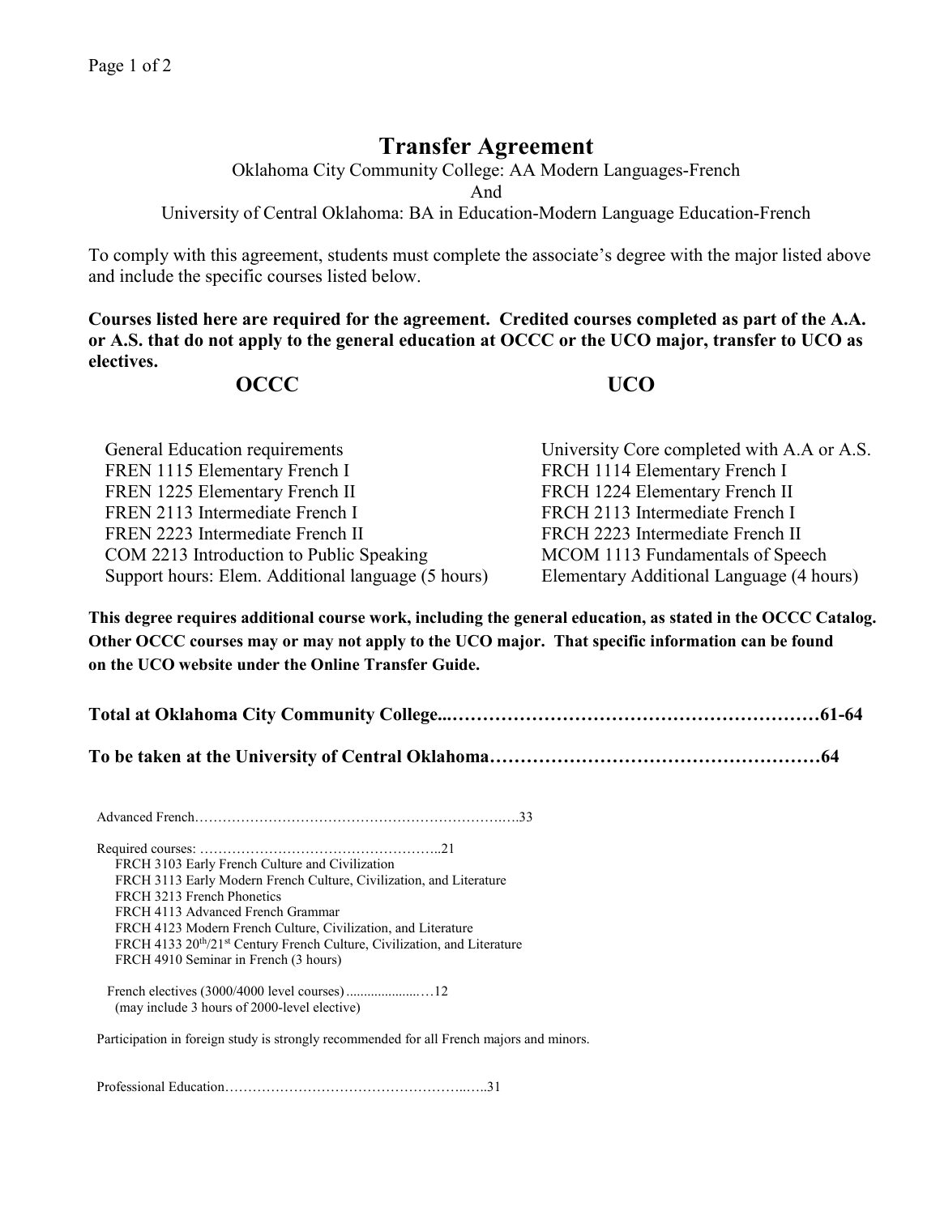# Transfer Agreement

Oklahoma City Community College: AA Modern Languages-French

And

University of Central Oklahoma: BA in Education-Modern Language Education-French

To comply with this agreement, students must complete the associate's degree with the major listed above and include the specific courses listed below.

**Courses listed here are required for the agreement. Credited courses completed as part of the A.A. or A.S. that do not apply to the general education at OCCC or the UCO major, transfer to UCO as electives.**

| OCCC | UCO |
|---|---|
| General Education requirements | University Core completed with A.A or A.S. |
| FREN 1115 Elementary French I | FRCH 1114 Elementary French I |
| FREN 1225 Elementary French II | FRCH 1224 Elementary French II |
| FREN 2113 Intermediate French I | FRCH 2113 Intermediate French I |
| FREN 2223 Intermediate French II | FRCH 2223 Intermediate French II |
| COM 2213 Introduction to Public Speaking | MCOM 1113 Fundamentals of Speech |
| Support hours: Elem. Additional language (5 hours) | Elementary Additional Language (4 hours) |

**This degree requires additional course work, including the general education, as stated in the OCCC Catalog. Other OCCC courses may or may not apply to the UCO major. That specific information can be found on the UCO website under the Online Transfer Guide.**

**Total at Oklahoma City Community College...……………………………………………………61-64**

**To be taken at the University of Central Oklahoma………………………………………………64**

Advanced French……………………………………………………………..….33

Required courses: ……………………………………………..21
- FRCH 3103 Early French Culture and Civilization
- FRCH 3113 Early Modern French Culture, Civilization, and Literature
- FRCH 3213 French Phonetics
- FRCH 4113 Advanced French Grammar
- FRCH 4123 Modern French Culture, Civilization, and Literature
- FRCH 4133 20th/21st Century French Culture, Civilization, and Literature
- FRCH 4910 Seminar in French (3 hours)

French electives (3000/4000 level courses) ....................…12
(may include 3 hours of 2000-level elective)

Participation in foreign study is strongly recommended for all French majors and minors.

Professional Education……………………………………………..…..31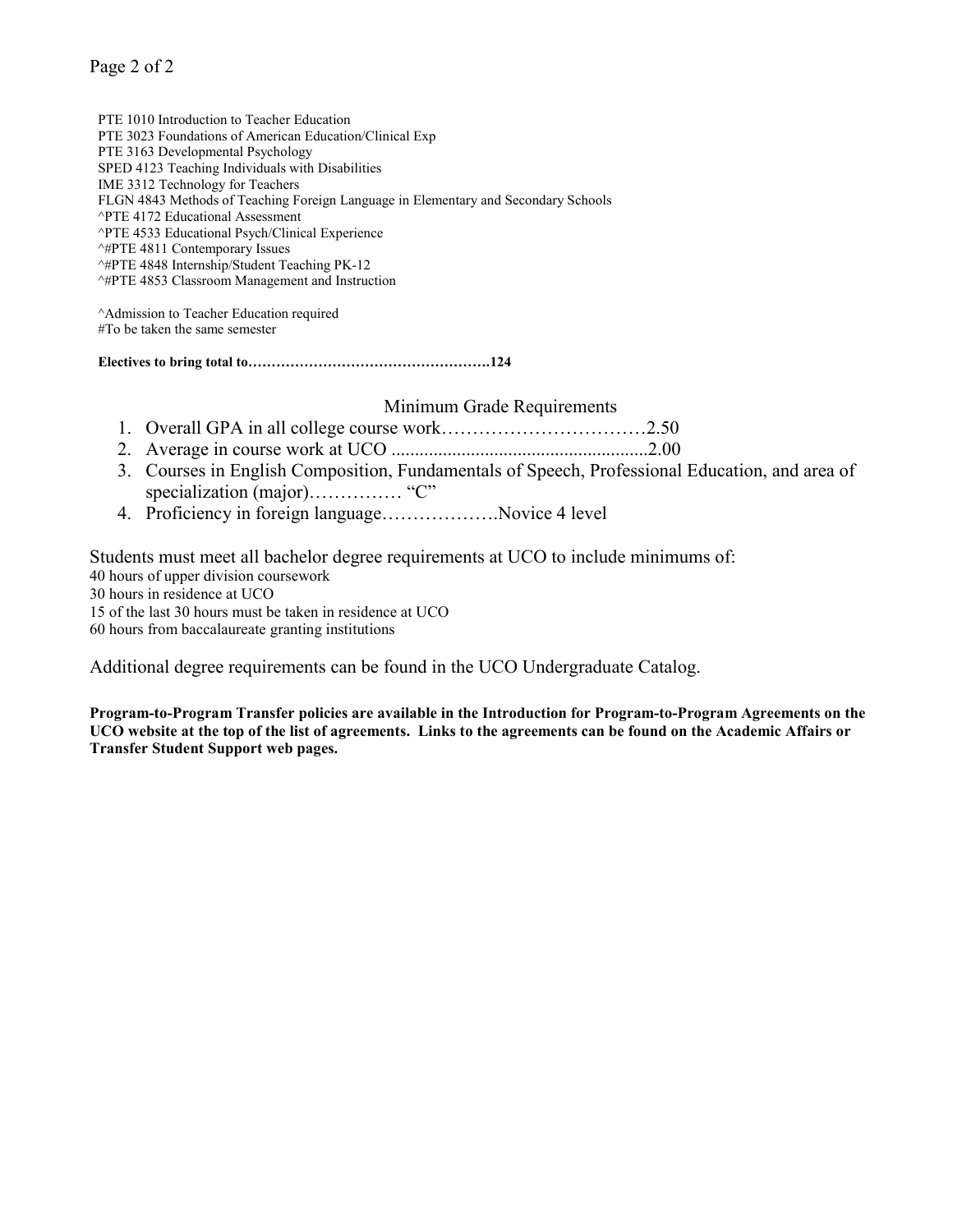PTE 1010 Introduction to Teacher Education
PTE 3023 Foundations of American Education/Clinical Exp
PTE 3163 Developmental Psychology
SPED 4123 Teaching Individuals with Disabilities
IME 3312 Technology for Teachers
FLGN 4843 Methods of Teaching Foreign Language in Elementary and Secondary Schools
^PTE 4172 Educational Assessment
^PTE 4533 Educational Psych/Clinical Experience
^#PTE 4811 Contemporary Issues
^#PTE 4848 Internship/Student Teaching PK-12
^#PTE 4853 Classroom Management and Instruction

^Admission to Teacher Education required
#To be taken the same semester

**Electives to bring total to…………………………………………….124**

## Minimum Grade Requirements

1. Overall GPA in all college course work……………………………2.50
2. Average in course work at UCO .......................................................2.00
3. Courses in English Composition, Fundamentals of Speech, Professional Education, and area of specialization (major)…………… "C"
4. Proficiency in foreign language……………….Novice 4 level

Students must meet all bachelor degree requirements at UCO to include minimums of:
40 hours of upper division coursework
30 hours in residence at UCO
15 of the last 30 hours must be taken in residence at UCO
60 hours from baccalaureate granting institutions

Additional degree requirements can be found in the UCO Undergraduate Catalog.

**Program-to-Program Transfer policies are available in the Introduction for Program-to-Program Agreements on the UCO website at the top of the list of agreements. Links to the agreements can be found on the Academic Affairs or Transfer Student Support web pages.**